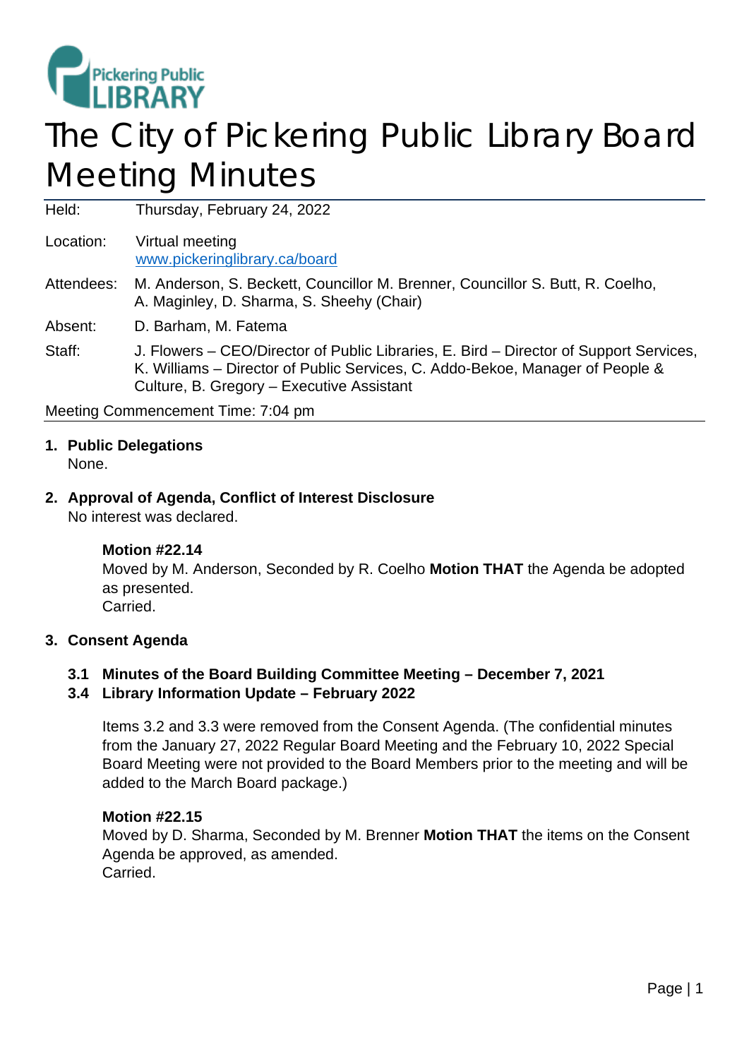Pickering Public LIBRARY

# The City of Pickering Public Library Board Meeting Minutes

| | |
|---|---|
| Held: | Thursday, February 24, 2022 |
| Location: | Virtual meeting<br>www.pickeringlibrary.ca/board |
| Attendees: | M. Anderson, S. Beckett, Councillor M. Brenner, Councillor S. Butt, R. Coelho, A. Maginley, D. Sharma, S. Sheehy (Chair) |
| Absent: | D. Barham, M. Fatema |
| Staff: | J. Flowers – CEO/Director of Public Libraries, E. Bird – Director of Support Services, K. Williams – Director of Public Services, C. Addo-Bekoe, Manager of People & Culture, B. Gregory – Executive Assistant |

Meeting Commencement Time: 7:04 pm

## 1. Public Delegations

None.

## 2. Approval of Agenda, Conflict of Interest Disclosure

No interest was declared.

**Motion #22.14**
Moved by M. Anderson, Seconded by R. Coelho **Motion THAT** the Agenda be adopted as presented.
Carried.

## 3. Consent Agenda

### 3.1 Minutes of the Board Building Committee Meeting – December 7, 2021

### 3.4 Library Information Update – February 2022

Items 3.2 and 3.3 were removed from the Consent Agenda. (The confidential minutes from the January 27, 2022 Regular Board Meeting and the February 10, 2022 Special Board Meeting were not provided to the Board Members prior to the meeting and will be added to the March Board package.)

**Motion #22.15**
Moved by D. Sharma, Seconded by M. Brenner **Motion THAT** the items on the Consent Agenda be approved, as amended.
Carried.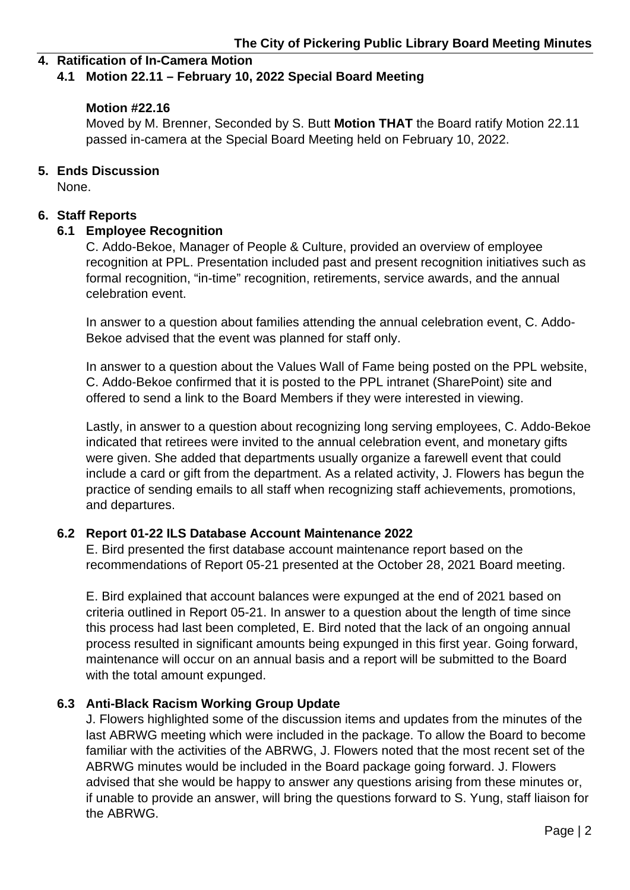## 4. Ratification of In-Camera Motion

### 4.1 Motion 22.11 – February 10, 2022 Special Board Meeting

**Motion #22.16**

Moved by M. Brenner, Seconded by S. Butt **Motion THAT** the Board ratify Motion 22.11 passed in-camera at the Special Board Meeting held on February 10, 2022.

## 5. Ends Discussion

None.

## 6. Staff Reports

### 6.1 Employee Recognition

C. Addo-Bekoe, Manager of People & Culture, provided an overview of employee recognition at PPL. Presentation included past and present recognition initiatives such as formal recognition, "in-time" recognition, retirements, service awards, and the annual celebration event.

In answer to a question about families attending the annual celebration event, C. Addo-Bekoe advised that the event was planned for staff only.

In answer to a question about the Values Wall of Fame being posted on the PPL website, C. Addo-Bekoe confirmed that it is posted to the PPL intranet (SharePoint) site and offered to send a link to the Board Members if they were interested in viewing.

Lastly, in answer to a question about recognizing long serving employees, C. Addo-Bekoe indicated that retirees were invited to the annual celebration event, and monetary gifts were given. She added that departments usually organize a farewell event that could include a card or gift from the department. As a related activity, J. Flowers has begun the practice of sending emails to all staff when recognizing staff achievements, promotions, and departures.

### 6.2 Report 01-22 ILS Database Account Maintenance 2022

E. Bird presented the first database account maintenance report based on the recommendations of Report 05-21 presented at the October 28, 2021 Board meeting.

E. Bird explained that account balances were expunged at the end of 2021 based on criteria outlined in Report 05-21. In answer to a question about the length of time since this process had last been completed, E. Bird noted that the lack of an ongoing annual process resulted in significant amounts being expunged in this first year. Going forward, maintenance will occur on an annual basis and a report will be submitted to the Board with the total amount expunged.

### 6.3 Anti-Black Racism Working Group Update

J. Flowers highlighted some of the discussion items and updates from the minutes of the last ABRWG meeting which were included in the package. To allow the Board to become familiar with the activities of the ABRWG, J. Flowers noted that the most recent set of the ABRWG minutes would be included in the Board package going forward. J. Flowers advised that she would be happy to answer any questions arising from these minutes or, if unable to provide an answer, will bring the questions forward to S. Yung, staff liaison for the ABRWG.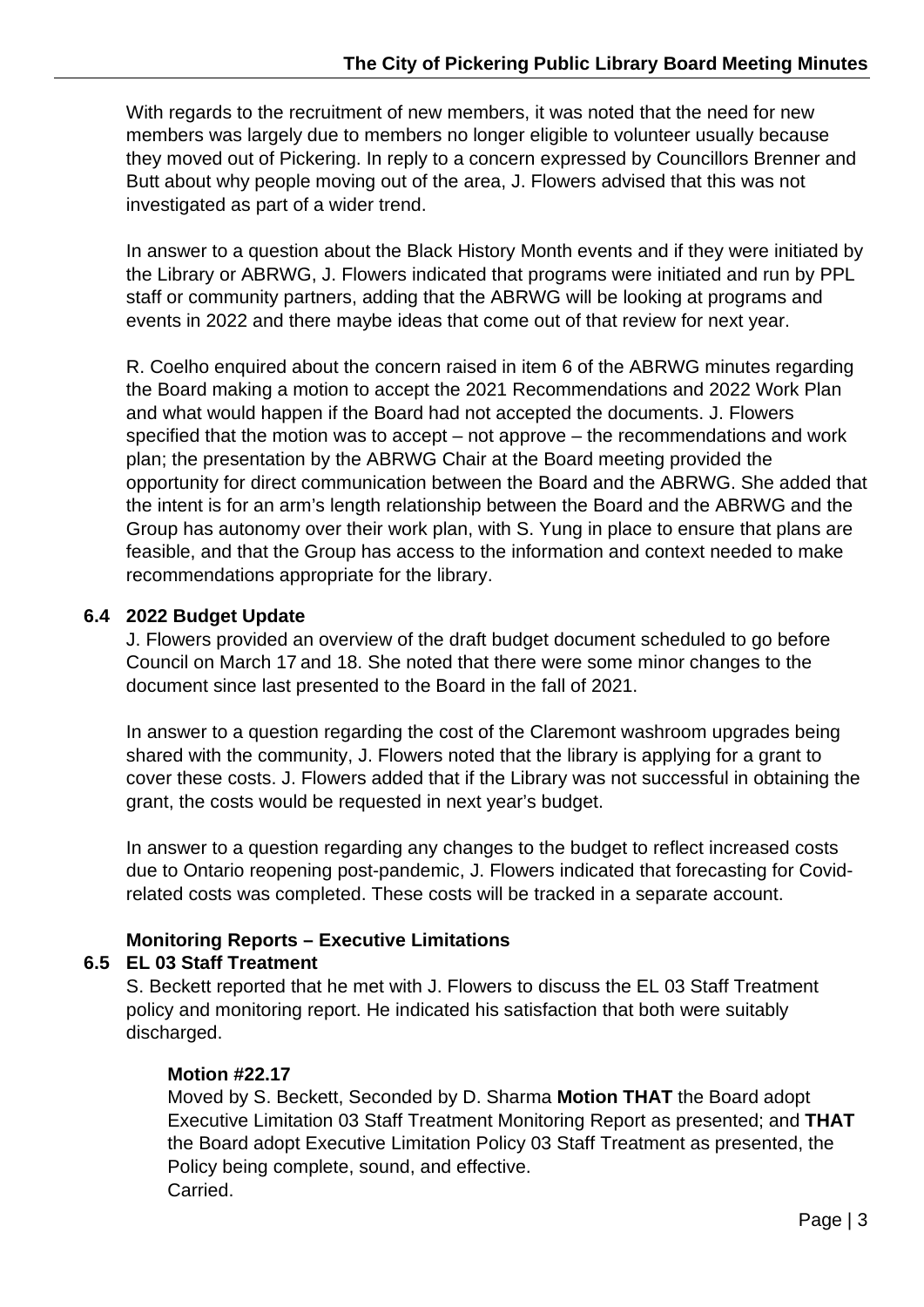With regards to the recruitment of new members, it was noted that the need for new members was largely due to members no longer eligible to volunteer usually because they moved out of Pickering. In reply to a concern expressed by Councillors Brenner and Butt about why people moving out of the area, J. Flowers advised that this was not investigated as part of a wider trend.

In answer to a question about the Black History Month events and if they were initiated by the Library or ABRWG, J. Flowers indicated that programs were initiated and run by PPL staff or community partners, adding that the ABRWG will be looking at programs and events in 2022 and there maybe ideas that come out of that review for next year.

R. Coelho enquired about the concern raised in item 6 of the ABRWG minutes regarding the Board making a motion to accept the 2021 Recommendations and 2022 Work Plan and what would happen if the Board had not accepted the documents. J. Flowers specified that the motion was to accept – not approve – the recommendations and work plan; the presentation by the ABRWG Chair at the Board meeting provided the opportunity for direct communication between the Board and the ABRWG. She added that the intent is for an arm's length relationship between the Board and the ABRWG and the Group has autonomy over their work plan, with S. Yung in place to ensure that plans are feasible, and that the Group has access to the information and context needed to make recommendations appropriate for the library.

### 6.4 2022 Budget Update

J. Flowers provided an overview of the draft budget document scheduled to go before Council on March 17 and 18. She noted that there were some minor changes to the document since last presented to the Board in the fall of 2021.

In answer to a question regarding the cost of the Claremont washroom upgrades being shared with the community, J. Flowers noted that the library is applying for a grant to cover these costs. J. Flowers added that if the Library was not successful in obtaining the grant, the costs would be requested in next year's budget.

In answer to a question regarding any changes to the budget to reflect increased costs due to Ontario reopening post-pandemic, J. Flowers indicated that forecasting for Covid-related costs was completed. These costs will be tracked in a separate account.

### Monitoring Reports – Executive Limitations

### 6.5 EL 03 Staff Treatment

S. Beckett reported that he met with J. Flowers to discuss the EL 03 Staff Treatment policy and monitoring report. He indicated his satisfaction that both were suitably discharged.

**Motion #22.17**

Moved by S. Beckett, Seconded by D. Sharma **Motion THAT** the Board adopt Executive Limitation 03 Staff Treatment Monitoring Report as presented; and **THAT** the Board adopt Executive Limitation Policy 03 Staff Treatment as presented, the Policy being complete, sound, and effective.
Carried.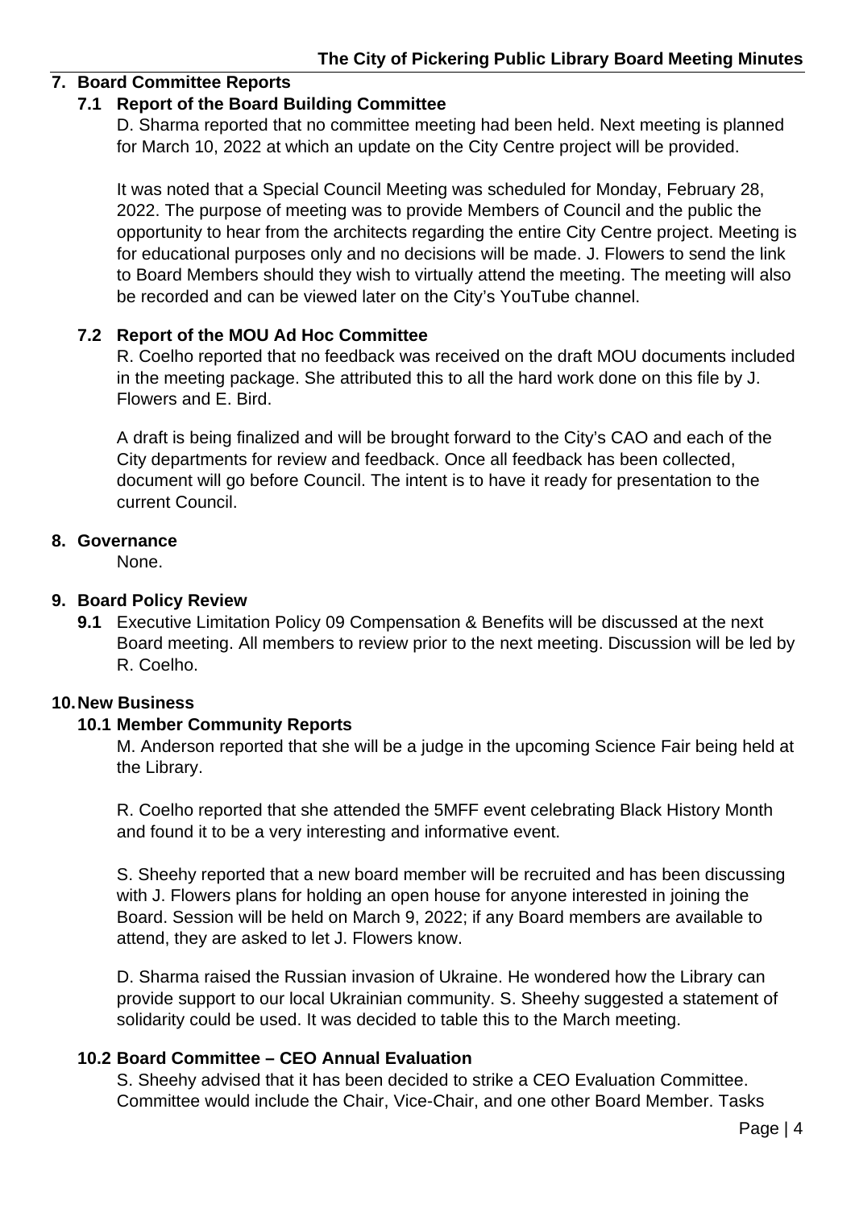## 7. Board Committee Reports

### 7.1 Report of the Board Building Committee

D. Sharma reported that no committee meeting had been held. Next meeting is planned for March 10, 2022 at which an update on the City Centre project will be provided.

It was noted that a Special Council Meeting was scheduled for Monday, February 28, 2022. The purpose of meeting was to provide Members of Council and the public the opportunity to hear from the architects regarding the entire City Centre project. Meeting is for educational purposes only and no decisions will be made. J. Flowers to send the link to Board Members should they wish to virtually attend the meeting. The meeting will also be recorded and can be viewed later on the City's YouTube channel.

### 7.2 Report of the MOU Ad Hoc Committee

R. Coelho reported that no feedback was received on the draft MOU documents included in the meeting package. She attributed this to all the hard work done on this file by J. Flowers and E. Bird.

A draft is being finalized and will be brought forward to the City's CAO and each of the City departments for review and feedback. Once all feedback has been collected, document will go before Council. The intent is to have it ready for presentation to the current Council.

## 8. Governance

None.

## 9. Board Policy Review

**9.1** Executive Limitation Policy 09 Compensation & Benefits will be discussed at the next Board meeting. All members to review prior to the next meeting. Discussion will be led by R. Coelho.

## 10. New Business

### 10.1 Member Community Reports

M. Anderson reported that she will be a judge in the upcoming Science Fair being held at the Library.

R. Coelho reported that she attended the 5MFF event celebrating Black History Month and found it to be a very interesting and informative event.

S. Sheehy reported that a new board member will be recruited and has been discussing with J. Flowers plans for holding an open house for anyone interested in joining the Board. Session will be held on March 9, 2022; if any Board members are available to attend, they are asked to let J. Flowers know.

D. Sharma raised the Russian invasion of Ukraine. He wondered how the Library can provide support to our local Ukrainian community. S. Sheehy suggested a statement of solidarity could be used. It was decided to table this to the March meeting.

### 10.2 Board Committee – CEO Annual Evaluation

S. Sheehy advised that it has been decided to strike a CEO Evaluation Committee. Committee would include the Chair, Vice-Chair, and one other Board Member. Tasks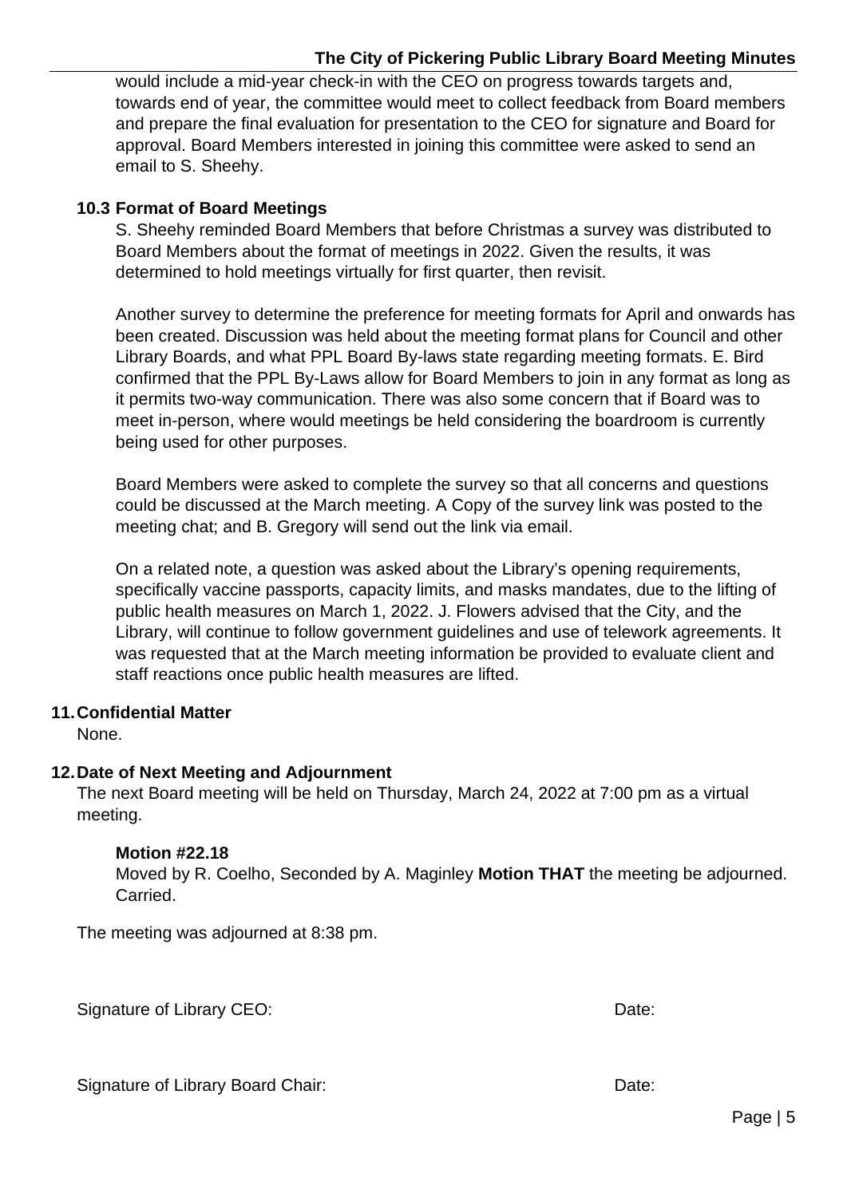would include a mid-year check-in with the CEO on progress towards targets and, towards end of year, the committee would meet to collect feedback from Board members and prepare the final evaluation for presentation to the CEO for signature and Board for approval. Board Members interested in joining this committee were asked to send an email to S. Sheehy.

### 10.3 Format of Board Meetings

S. Sheehy reminded Board Members that before Christmas a survey was distributed to Board Members about the format of meetings in 2022. Given the results, it was determined to hold meetings virtually for first quarter, then revisit.

Another survey to determine the preference for meeting formats for April and onwards has been created. Discussion was held about the meeting format plans for Council and other Library Boards, and what PPL Board By-laws state regarding meeting formats. E. Bird confirmed that the PPL By-Laws allow for Board Members to join in any format as long as it permits two-way communication. There was also some concern that if Board was to meet in-person, where would meetings be held considering the boardroom is currently being used for other purposes.

Board Members were asked to complete the survey so that all concerns and questions could be discussed at the March meeting. A Copy of the survey link was posted to the meeting chat; and B. Gregory will send out the link via email.

On a related note, a question was asked about the Library's opening requirements, specifically vaccine passports, capacity limits, and masks mandates, due to the lifting of public health measures on March 1, 2022. J. Flowers advised that the City, and the Library, will continue to follow government guidelines and use of telework agreements. It was requested that at the March meeting information be provided to evaluate client and staff reactions once public health measures are lifted.

## 11. Confidential Matter

None.

## 12. Date of Next Meeting and Adjournment

The next Board meeting will be held on Thursday, March 24, 2022 at 7:00 pm as a virtual meeting.

**Motion #22.18**
Moved by R. Coelho, Seconded by A. Maginley **Motion THAT** the meeting be adjourned. Carried.

The meeting was adjourned at 8:38 pm.

Signature of Library CEO: Date:

Signature of Library Board Chair: Date: